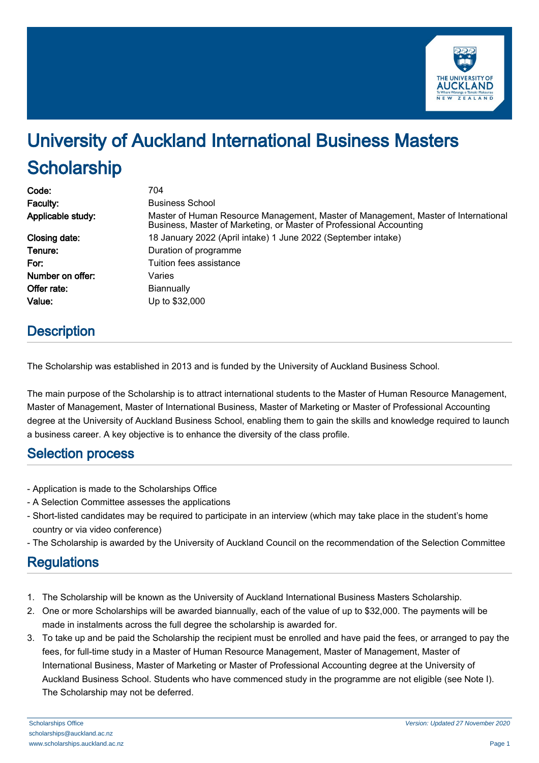# University of Auckland International Business Masters Scholarship

| | |
|---|---|
| **Code:** | 704 |
| **Faculty:** | Business School |
| **Applicable study:** | Master of Human Resource Management, Master of Management, Master of International Business, Master of Marketing, or Master of Professional Accounting |
| **Closing date:** | 18 January 2022 (April intake) 1 June 2022 (September intake) |
| **Tenure:** | Duration of programme |
| **For:** | Tuition fees assistance |
| **Number on offer:** | Varies |
| **Offer rate:** | Biannually |
| **Value:** | Up to $32,000 |

## Description

The Scholarship was established in 2013 and is funded by the University of Auckland Business School.

The main purpose of the Scholarship is to attract international students to the Master of Human Resource Management, Master of Management, Master of International Business, Master of Marketing or Master of Professional Accounting degree at the University of Auckland Business School, enabling them to gain the skills and knowledge required to launch a business career. A key objective is to enhance the diversity of the class profile.

## Selection process

- Application is made to the Scholarships Office
- A Selection Committee assesses the applications
- Short-listed candidates may be required to participate in an interview (which may take place in the student's home country or via video conference)
- The Scholarship is awarded by the University of Auckland Council on the recommendation of the Selection Committee

## Regulations

1. The Scholarship will be known as the University of Auckland International Business Masters Scholarship.
2. One or more Scholarships will be awarded biannually, each of the value of up to $32,000. The payments will be made in instalments across the full degree the scholarship is awarded for.
3. To take up and be paid the Scholarship the recipient must be enrolled and have paid the fees, or arranged to pay the fees, for full-time study in a Master of Human Resource Management, Master of Management, Master of International Business, Master of Marketing or Master of Professional Accounting degree at the University of Auckland Business School. Students who have commenced study in the programme are not eligible (see Note I). The Scholarship may not be deferred.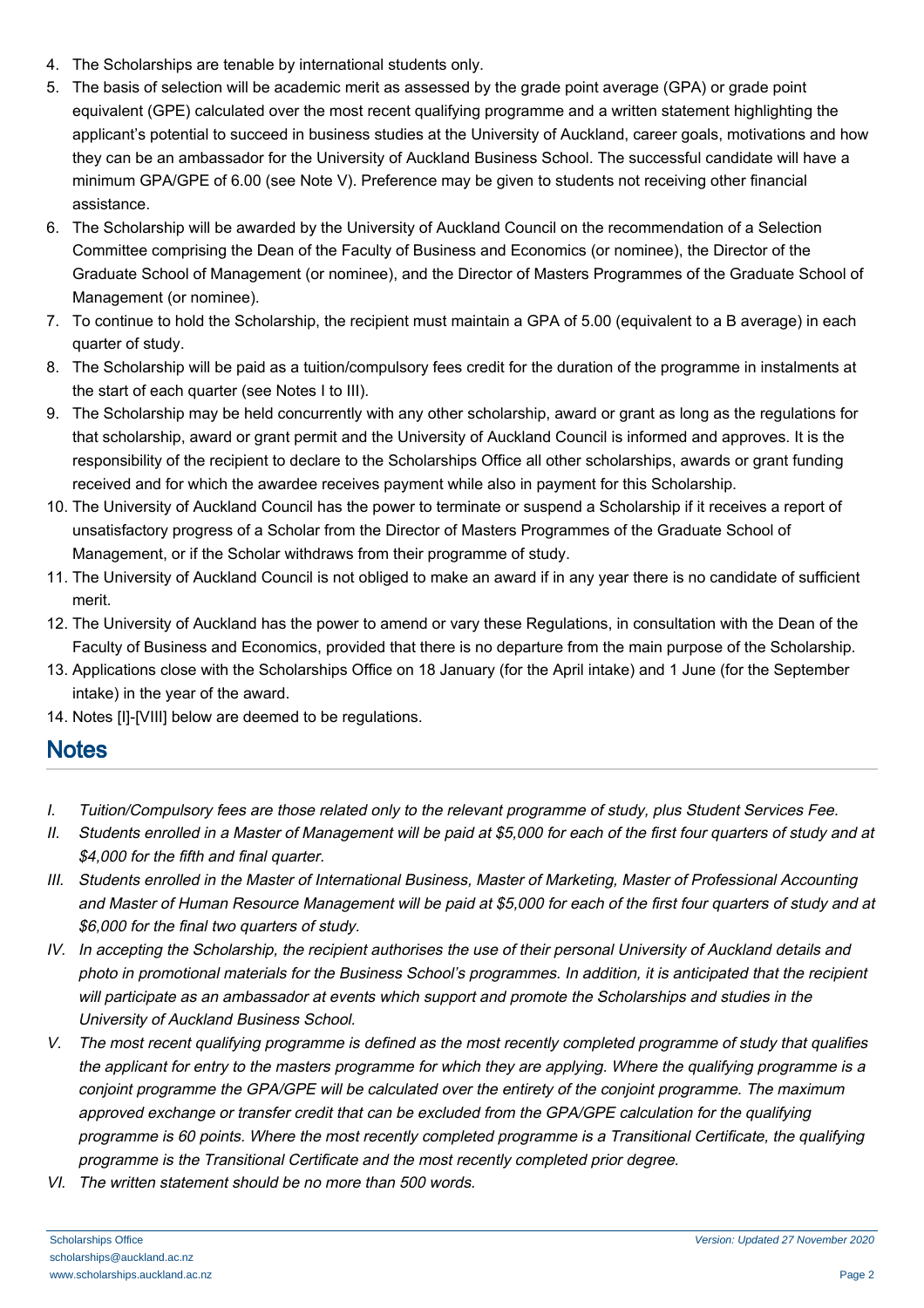4. The Scholarships are tenable by international students only.
5. The basis of selection will be academic merit as assessed by the grade point average (GPA) or grade point equivalent (GPE) calculated over the most recent qualifying programme and a written statement highlighting the applicant's potential to succeed in business studies at the University of Auckland, career goals, motivations and how they can be an ambassador for the University of Auckland Business School. The successful candidate will have a minimum GPA/GPE of 6.00 (see Note V). Preference may be given to students not receiving other financial assistance.
6. The Scholarship will be awarded by the University of Auckland Council on the recommendation of a Selection Committee comprising the Dean of the Faculty of Business and Economics (or nominee), the Director of the Graduate School of Management (or nominee), and the Director of Masters Programmes of the Graduate School of Management (or nominee).
7. To continue to hold the Scholarship, the recipient must maintain a GPA of 5.00 (equivalent to a B average) in each quarter of study.
8. The Scholarship will be paid as a tuition/compulsory fees credit for the duration of the programme in instalments at the start of each quarter (see Notes I to III).
9. The Scholarship may be held concurrently with any other scholarship, award or grant as long as the regulations for that scholarship, award or grant permit and the University of Auckland Council is informed and approves. It is the responsibility of the recipient to declare to the Scholarships Office all other scholarships, awards or grant funding received and for which the awardee receives payment while also in payment for this Scholarship.
10. The University of Auckland Council has the power to terminate or suspend a Scholarship if it receives a report of unsatisfactory progress of a Scholar from the Director of Masters Programmes of the Graduate School of Management, or if the Scholar withdraws from their programme of study.
11. The University of Auckland Council is not obliged to make an award if in any year there is no candidate of sufficient merit.
12. The University of Auckland has the power to amend or vary these Regulations, in consultation with the Dean of the Faculty of Business and Economics, provided that there is no departure from the main purpose of the Scholarship.
13. Applications close with the Scholarships Office on 18 January (for the April intake) and 1 June (for the September intake) in the year of the award.
14. Notes [I]-[VIII] below are deemed to be regulations.

## Notes

*I. Tuition/Compulsory fees are those related only to the relevant programme of study, plus Student Services Fee.*

*II. Students enrolled in a Master of Management will be paid at $5,000 for each of the first four quarters of study and at $4,000 for the fifth and final quarter.*

*III. Students enrolled in the Master of International Business, Master of Marketing, Master of Professional Accounting and Master of Human Resource Management will be paid at $5,000 for each of the first four quarters of study and at $6,000 for the final two quarters of study.*

*IV. In accepting the Scholarship, the recipient authorises the use of their personal University of Auckland details and photo in promotional materials for the Business School's programmes. In addition, it is anticipated that the recipient will participate as an ambassador at events which support and promote the Scholarships and studies in the University of Auckland Business School.*

*V. The most recent qualifying programme is defined as the most recently completed programme of study that qualifies the applicant for entry to the masters programme for which they are applying. Where the qualifying programme is a conjoint programme the GPA/GPE will be calculated over the entirety of the conjoint programme. The maximum approved exchange or transfer credit that can be excluded from the GPA/GPE calculation for the qualifying programme is 60 points. Where the most recently completed programme is a Transitional Certificate, the qualifying programme is the Transitional Certificate and the most recently completed prior degree.*

*VI. The written statement should be no more than 500 words.*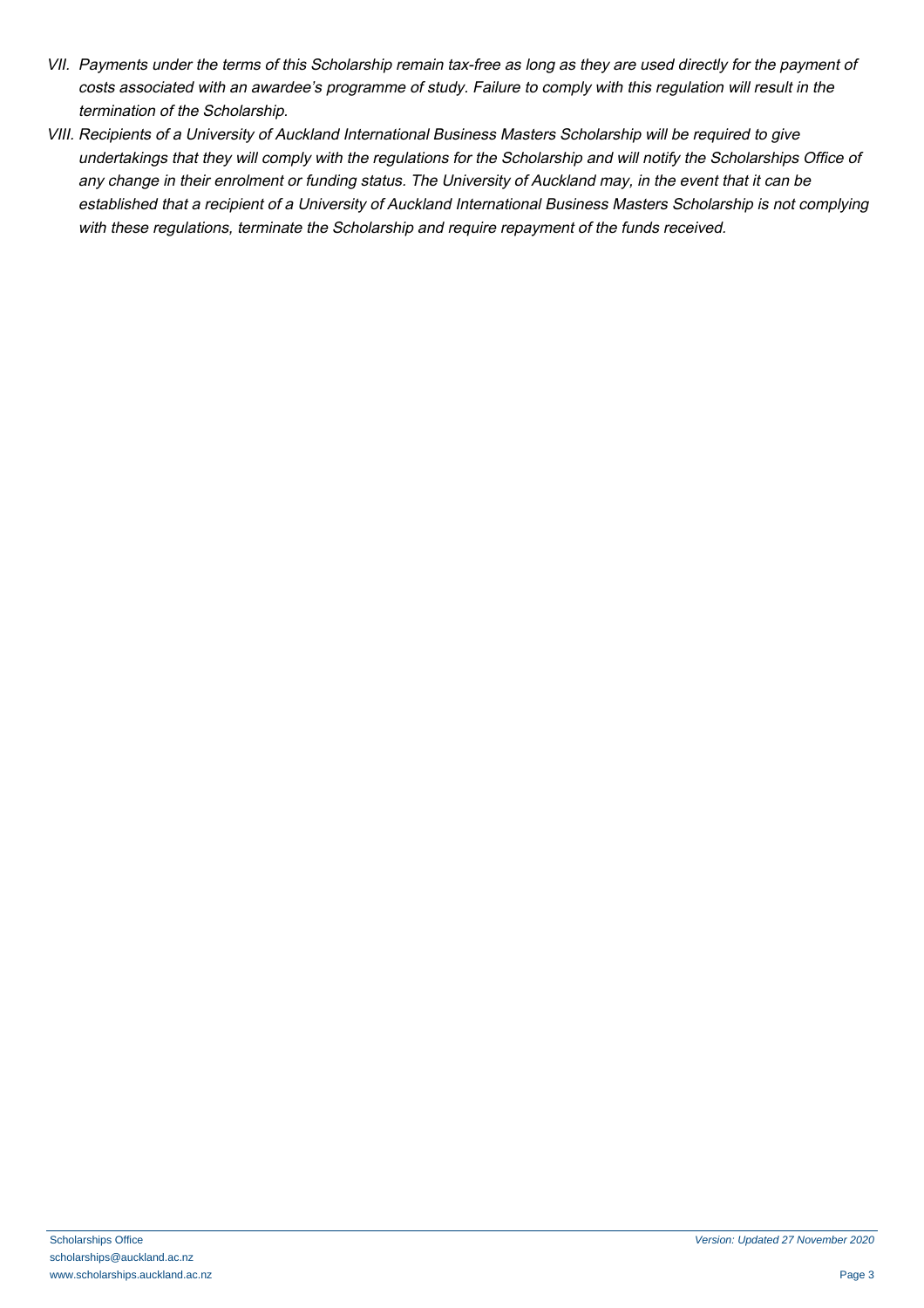VII. *Payments under the terms of this Scholarship remain tax-free as long as they are used directly for the payment of costs associated with an awardee's programme of study. Failure to comply with this regulation will result in the termination of the Scholarship.*

VIII. *Recipients of a University of Auckland International Business Masters Scholarship will be required to give undertakings that they will comply with the regulations for the Scholarship and will notify the Scholarships Office of any change in their enrolment or funding status. The University of Auckland may, in the event that it can be established that a recipient of a University of Auckland International Business Masters Scholarship is not complying with these regulations, terminate the Scholarship and require repayment of the funds received.*